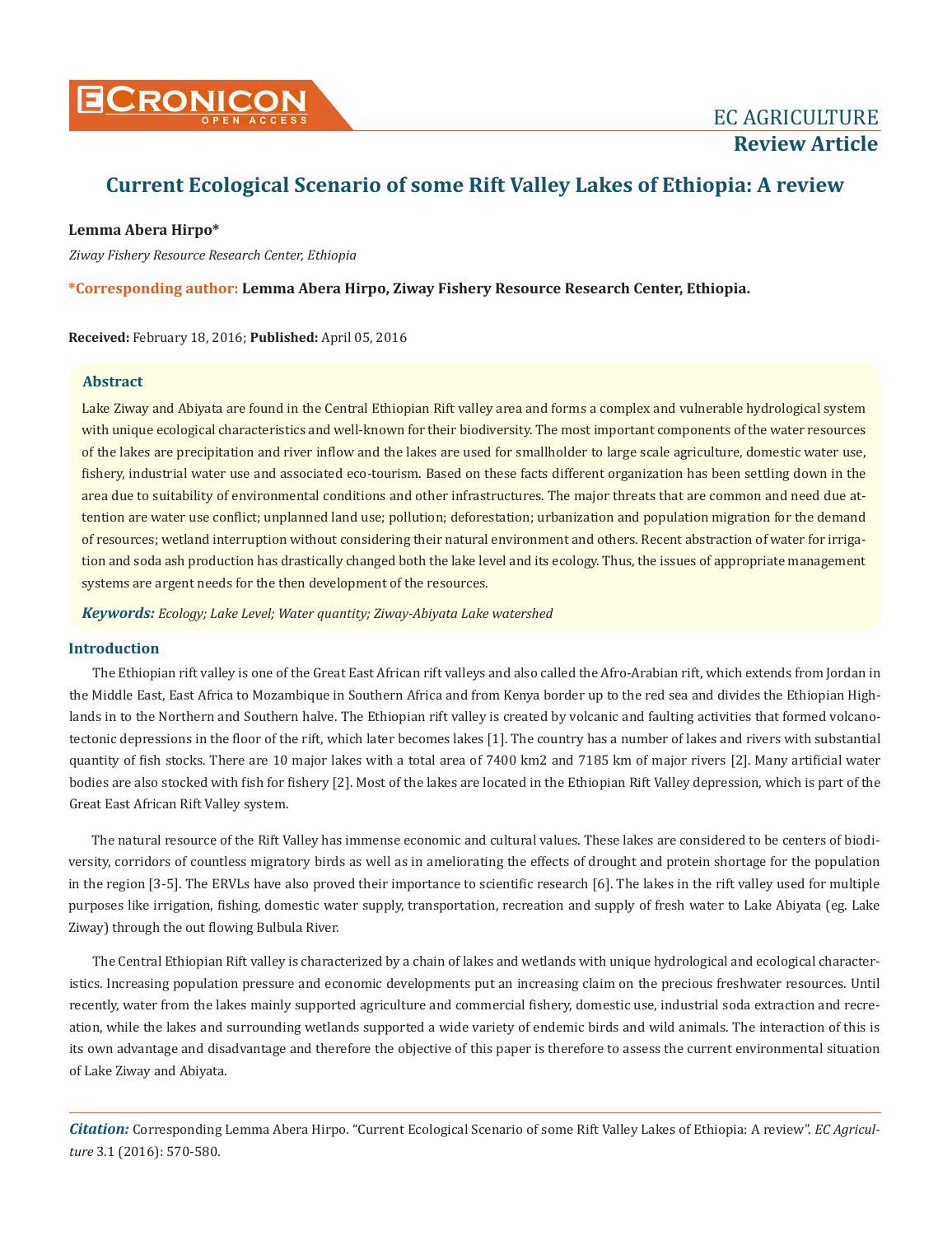# Current Ecological Scenario of some Rift Valley Lakes of Ethiopia: A review

**Lemma Abera Hirpo***

*Ziway Fishery Resource Research Center, Ethiopia*

***Corresponding author:** **Lemma Abera Hirpo, Ziway Fishery Resource Research Center, Ethiopia.**

**Received:** February 18, 2016; **Published:** April 05, 2016

## Abstract

Lake Ziway and Abiyata are found in the Central Ethiopian Rift valley area and forms a complex and vulnerable hydrological system with unique ecological characteristics and well-known for their biodiversity. The most important components of the water resources of the lakes are precipitation and river inflow and the lakes are used for smallholder to large scale agriculture, domestic water use, fishery, industrial water use and associated eco-tourism. Based on these facts different organization has been settling down in the area due to suitability of environmental conditions and other infrastructures. The major threats that are common and need due attention are water use conflict; unplanned land use; pollution; deforestation; urbanization and population migration for the demand of resources; wetland interruption without considering their natural environment and others. Recent abstraction of water for irrigation and soda ash production has drastically changed both the lake level and its ecology. Thus, the issues of appropriate management systems are argent needs for the then development of the resources.

***Keywords:*** *Ecology; Lake Level; Water quantity; Ziway-Abiyata Lake watershed*

## Introduction

The Ethiopian rift valley is one of the Great East African rift valleys and also called the Afro-Arabian rift, which extends from Jordan in the Middle East, East Africa to Mozambique in Southern Africa and from Kenya border up to the red sea and divides the Ethiopian Highlands in to the Northern and Southern halve. The Ethiopian rift valley is created by volcanic and faulting activities that formed volcano-tectonic depressions in the floor of the rift, which later becomes lakes [1]. The country has a number of lakes and rivers with substantial quantity of fish stocks. There are 10 major lakes with a total area of 7400 km2 and 7185 km of major rivers [2]. Many artificial water bodies are also stocked with fish for fishery [2]. Most of the lakes are located in the Ethiopian Rift Valley depression, which is part of the Great East African Rift Valley system.

The natural resource of the Rift Valley has immense economic and cultural values. These lakes are considered to be centers of biodiversity, corridors of countless migratory birds as well as in ameliorating the effects of drought and protein shortage for the population in the region [3-5]. The ERVLs have also proved their importance to scientific research [6]. The lakes in the rift valley used for multiple purposes like irrigation, fishing, domestic water supply, transportation, recreation and supply of fresh water to Lake Abiyata (eg. Lake Ziway) through the out flowing Bulbula River.

The Central Ethiopian Rift valley is characterized by a chain of lakes and wetlands with unique hydrological and ecological characteristics. Increasing population pressure and economic developments put an increasing claim on the precious freshwater resources. Until recently, water from the lakes mainly supported agriculture and commercial fishery, domestic use, industrial soda extraction and recreation, while the lakes and surrounding wetlands supported a wide variety of endemic birds and wild animals. The interaction of this is its own advantage and disadvantage and therefore the objective of this paper is therefore to assess the current environmental situation of Lake Ziway and Abiyata.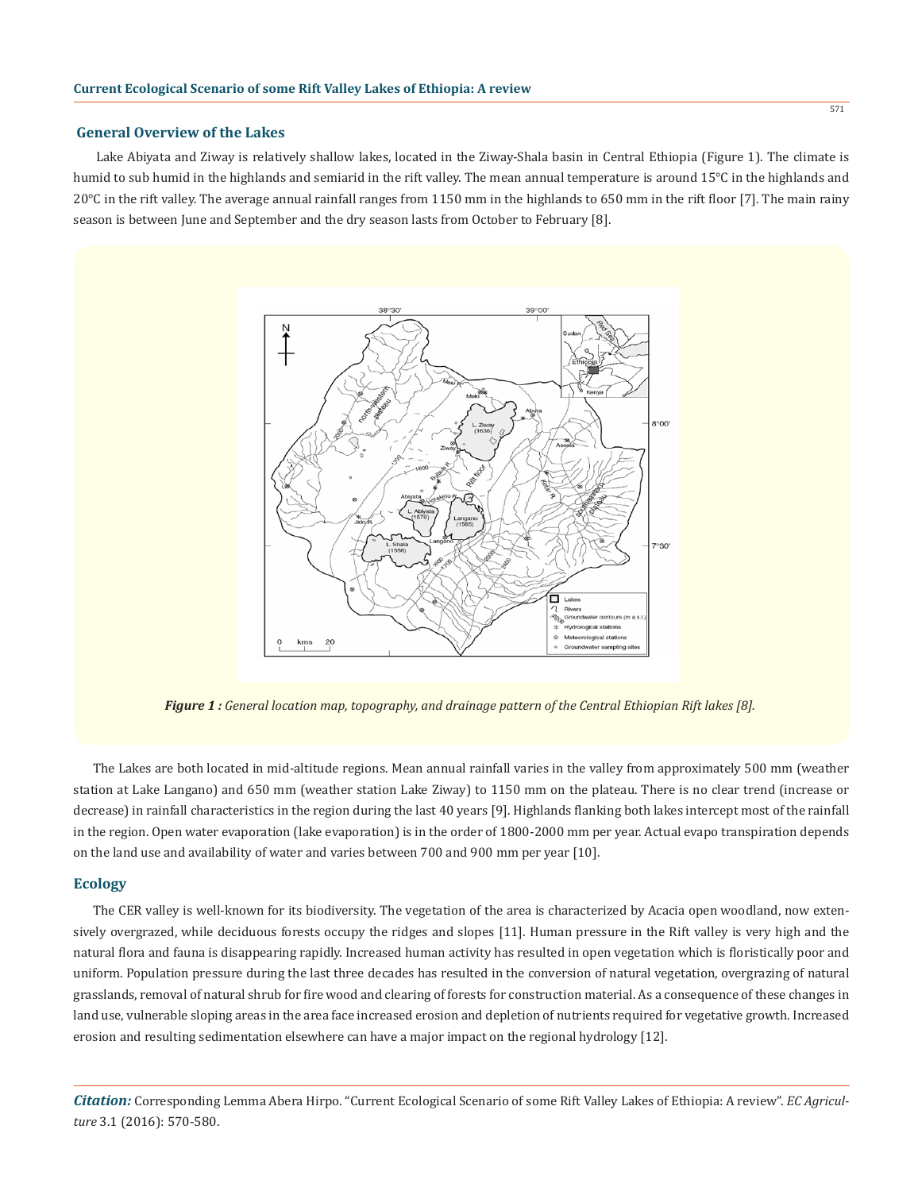## General Overview of the Lakes

Lake Abiyata and Ziway is relatively shallow lakes, located in the Ziway-Shala basin in Central Ethiopia (Figure 1). The climate is humid to sub humid in the highlands and semiarid in the rift valley. The mean annual temperature is around 15°C in the highlands and 20°C in the rift valley. The average annual rainfall ranges from 1150 mm in the highlands to 650 mm in the rift floor [7]. The main rainy season is between June and September and the dry season lasts from October to February [8].

***Figure 1 :** General location map, topography, and drainage pattern of the Central Ethiopian Rift lakes [8].*

The Lakes are both located in mid-altitude regions. Mean annual rainfall varies in the valley from approximately 500 mm (weather station at Lake Langano) and 650 mm (weather station Lake Ziway) to 1150 mm on the plateau. There is no clear trend (increase or decrease) in rainfall characteristics in the region during the last 40 years [9]. Highlands flanking both lakes intercept most of the rainfall in the region. Open water evaporation (lake evaporation) is in the order of 1800-2000 mm per year. Actual evapo transpiration depends on the land use and availability of water and varies between 700 and 900 mm per year [10].

## Ecology

The CER valley is well-known for its biodiversity. The vegetation of the area is characterized by Acacia open woodland, now extensively overgrazed, while deciduous forests occupy the ridges and slopes [11]. Human pressure in the Rift valley is very high and the natural flora and fauna is disappearing rapidly. Increased human activity has resulted in open vegetation which is floristically poor and uniform. Population pressure during the last three decades has resulted in the conversion of natural vegetation, overgrazing of natural grasslands, removal of natural shrub for fire wood and clearing of forests for construction material. As a consequence of these changes in land use, vulnerable sloping areas in the area face increased erosion and depletion of nutrients required for vegetative growth. Increased erosion and resulting sedimentation elsewhere can have a major impact on the regional hydrology [12].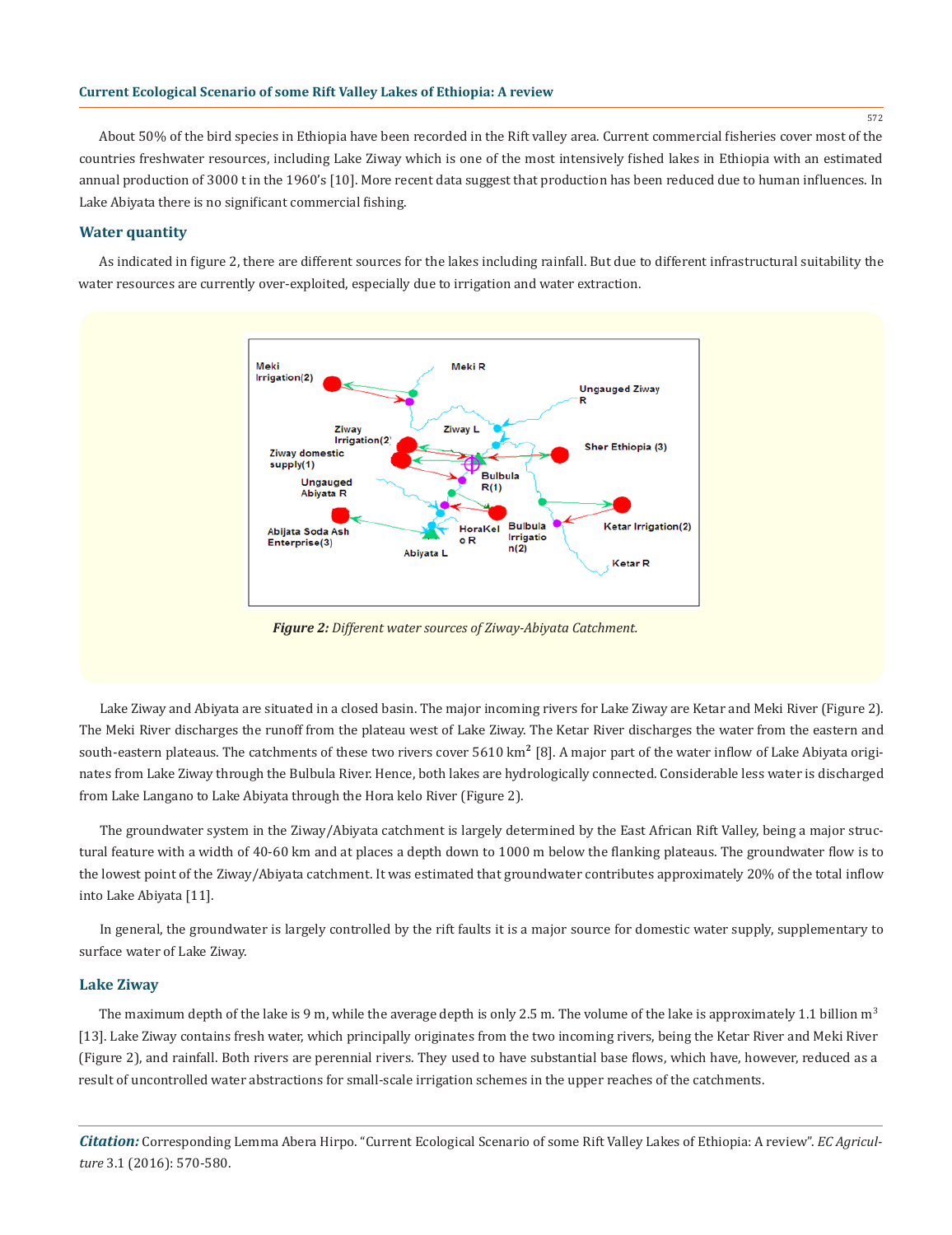About 50% of the bird species in Ethiopia have been recorded in the Rift valley area. Current commercial fisheries cover most of the countries freshwater resources, including Lake Ziway which is one of the most intensively fished lakes in Ethiopia with an estimated annual production of 3000 t in the 1960's [10]. More recent data suggest that production has been reduced due to human influences. In Lake Abiyata there is no significant commercial fishing.

## Water quantity

As indicated in figure 2, there are different sources for the lakes including rainfall. But due to different infrastructural suitability the water resources are currently over-exploited, especially due to irrigation and water extraction.

***Figure 2:*** *Different water sources of Ziway-Abiyata Catchment.*

Lake Ziway and Abiyata are situated in a closed basin. The major incoming rivers for Lake Ziway are Ketar and Meki River (Figure 2). The Meki River discharges the runoff from the plateau west of Lake Ziway. The Ketar River discharges the water from the eastern and south-eastern plateaus. The catchments of these two rivers cover 5610 $km^2$ [8]. A major part of the water inflow of Lake Abiyata originates from Lake Ziway through the Bulbula River. Hence, both lakes are hydrologically connected. Considerable less water is discharged from Lake Langano to Lake Abiyata through the Hora kelo River (Figure 2).

The groundwater system in the Ziway/Abiyata catchment is largely determined by the East African Rift Valley, being a major structural feature with a width of 40-60 km and at places a depth down to 1000 m below the flanking plateaus. The groundwater flow is to the lowest point of the Ziway/Abiyata catchment. It was estimated that groundwater contributes approximately 20% of the total inflow into Lake Abiyata [11].

In general, the groundwater is largely controlled by the rift faults it is a major source for domestic water supply, supplementary to surface water of Lake Ziway.

## Lake Ziway

The maximum depth of the lake is 9 m, while the average depth is only 2.5 m. The volume of the lake is approximately 1.1 billion $m^3$ [13]. Lake Ziway contains fresh water, which principally originates from the two incoming rivers, being the Ketar River and Meki River (Figure 2), and rainfall. Both rivers are perennial rivers. They used to have substantial base flows, which have, however, reduced as a result of uncontrolled water abstractions for small-scale irrigation schemes in the upper reaches of the catchments.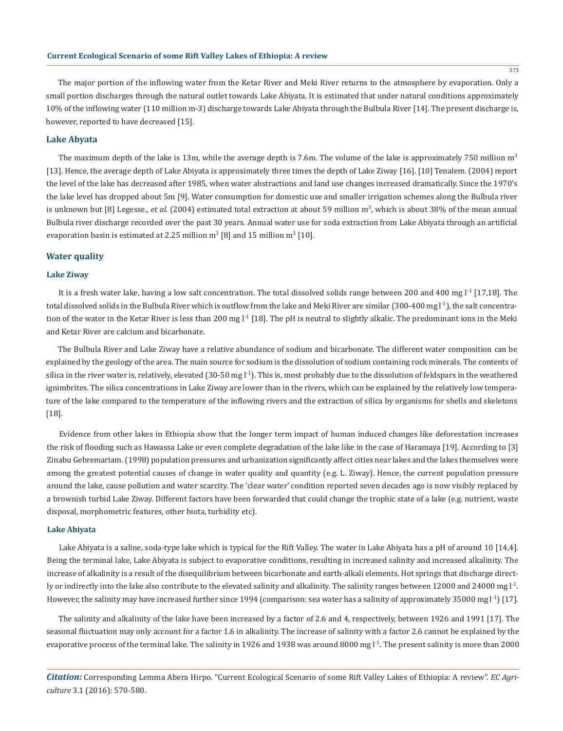The major portion of the inflowing water from the Ketar River and Meki River returns to the atmosphere by evaporation. Only a small portion discharges through the natural outlet towards Lake Abiyata. It is estimated that under natural conditions approximately 10% of the inflowing water (110 million m-3) discharge towards Lake Abiyata through the Bulbula River [14]. The present discharge is, however, reported to have decreased [15].

### Lake Abyata

The maximum depth of the lake is 13m, while the average depth is 7.6m. The volume of the lake is approximately 750 million $m^3$ [13]. Hence, the average depth of Lake Abiyata is approximately three times the depth of Lake Ziway [16]. [10] Tenalem. (2004) report the level of the lake has decreased after 1985, when water abstractions and land use changes increased dramatically. Since the 1970's the lake level has dropped about 5m [9]. Water consumption for domestic use and smaller irrigation schemes along the Bulbula river is unknown but [8] Legesse., *et al.* (2004) estimated total extraction at about 59 million $m^3$, which is about 38% of the mean annual Bulbula river discharge recorded over the past 30 years. Annual water use for soda extraction from Lake Abiyata through an artificial evaporation basin is estimated at 2.25 million $m^3$ [8] and 15 million $m^3$ [10].

## Water quality

### Lake Ziway

It is a fresh water lake, having a low salt concentration. The total dissolved solids range between 200 and 400 mg $l^{-1}$ [17,18]. The total dissolved solids in the Bulbula River which is outflow from the lake and Meki River are similar (300-400 mg $l^{-1}$), the salt concentration of the water in the Ketar River is less than 200 mg $l^{-1}$ [18]. The pH is neutral to slightly alkalic. The predominant ions in the Meki and Ketar River are calcium and bicarbonate.

The Bulbula River and Lake Ziway have a relative abundance of sodium and bicarbonate. The different water composition can be explained by the geology of the area. The main source for sodium is the dissolution of sodium containing rock minerals. The contents of silica in the river water is, relatively, elevated (30-50 mg $l^{-1}$). This is, most probably due to the dissolution of feldspars in the weathered ignimbrites. The silica concentrations in Lake Ziway are lower than in the rivers, which can be explained by the relatively low temperature of the lake compared to the temperature of the inflowing rivers and the extraction of silica by organisms for shells and skeletons [18].

Evidence from other lakes in Ethiopia show that the longer term impact of human induced changes like deforestation increases the risk of flooding such as Hawassa Lake or even complete degradation of the lake like in the case of Haramaya [19]. According to [3] Zinabu Gebremariam. (1998) population pressures and urbanization significantly affect cities near lakes and the lakes themselves were among the greatest potential causes of change in water quality and quantity (e.g. L. Ziway). Hence, the current population pressure around the lake, cause pollution and water scarcity. The 'clear water' condition reported seven decades ago is now visibly replaced by a brownish turbid Lake Ziway. Different factors have been forwarded that could change the trophic state of a lake (e.g. nutrient, waste disposal, morphometric features, other biota, turbidity etc).

### Lake Abiyata

Lake Abiyata is a saline, soda-type lake which is typical for the Rift Valley. The water in Lake Abiyata has a pH of around 10 [14,4]. Being the terminal lake, Lake Abiyata is subject to evaporative conditions, resulting in increased salinity and increased alkalinity. The increase of alkalinity is a result of the disequilibrium between bicarbonate and earth-alkali elements. Hot springs that discharge directly or indirectly into the lake also contribute to the elevated salinity and alkalinity. The salinity ranges between 12000 and 24000 mg $l^{-1}$. However, the salinity may have increased further since 1994 (comparison: sea water has a salinity of approximately 35000 mg $l^{-1}$) [17].

The salinity and alkalinity of the lake have been increased by a factor of 2.6 and 4, respectively, between 1926 and 1991 [17]. The seasonal fluctuation may only account for a factor 1.6 in alkalinity. The increase of salinity with a factor 2.6 cannot be explained by the evaporative process of the terminal lake. The salinity in 1926 and 1938 was around 8000 mg $l^{-1}$. The present salinity is more than 2000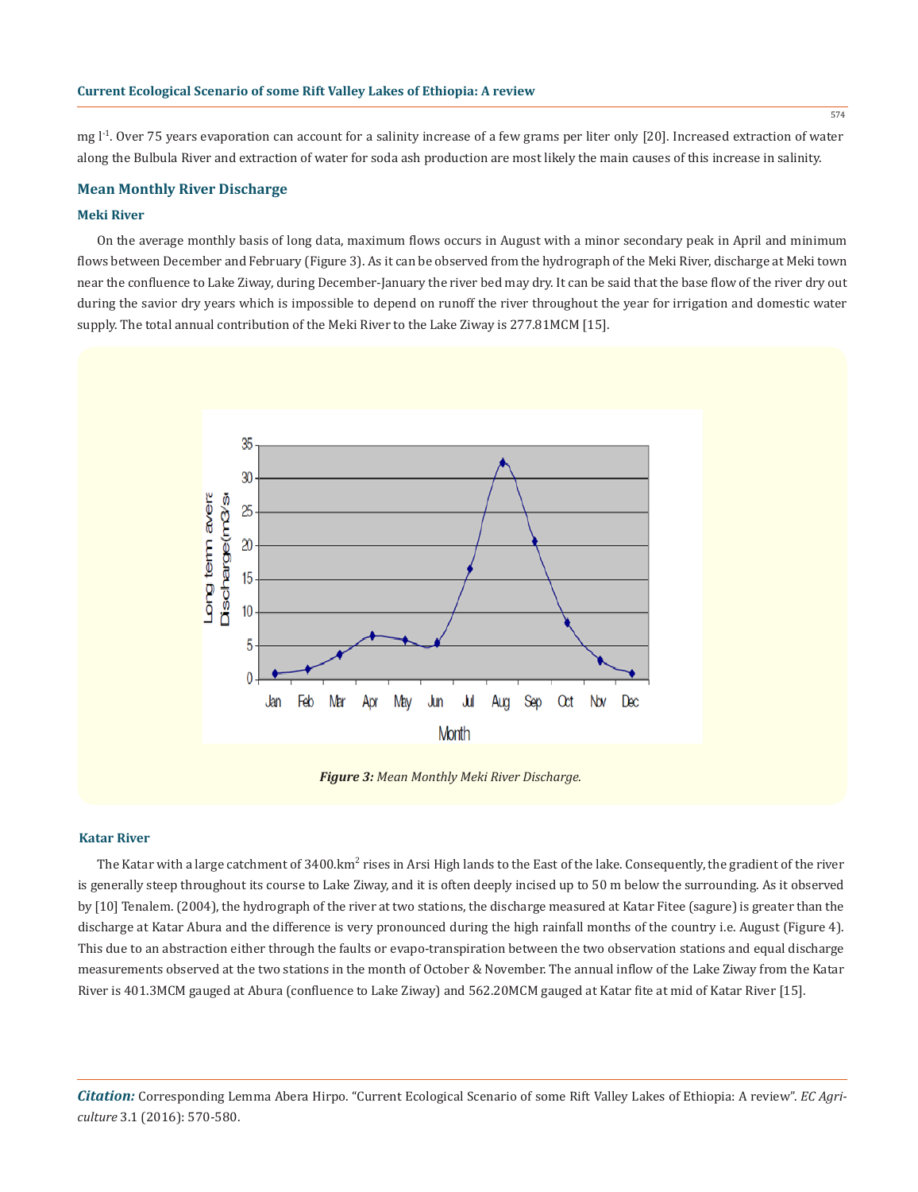mg $l^{-1}$. Over 75 years evaporation can account for a salinity increase of a few grams per liter only [20]. Increased extraction of water along the Bulbula River and extraction of water for soda ash production are most likely the main causes of this increase in salinity.

## Mean Monthly River Discharge

### Meki River

On the average monthly basis of long data, maximum flows occurs in August with a minor secondary peak in April and minimum flows between December and February (Figure 3). As it can be observed from the hydrograph of the Meki River, discharge at Meki town near the confluence to Lake Ziway, during December-January the river bed may dry. It can be said that the base flow of the river dry out during the savior dry years which is impossible to depend on runoff the river throughout the year for irrigation and domestic water supply. The total annual contribution of the Meki River to the Lake Ziway is 277.81MCM [15].

***Figure 3:*** *Mean Monthly Meki River Discharge.*

### Katar River

The Katar with a large catchment of 3400.km$^2$ rises in Arsi High lands to the East of the lake. Consequently, the gradient of the river is generally steep throughout its course to Lake Ziway, and it is often deeply incised up to 50 m below the surrounding. As it observed by [10] Tenalem. (2004), the hydrograph of the river at two stations, the discharge measured at Katar Fitee (sagure) is greater than the discharge at Katar Abura and the difference is very pronounced during the high rainfall months of the country i.e. August (Figure 4). This due to an abstraction either through the faults or evapo-transpiration between the two observation stations and equal discharge measurements observed at the two stations in the month of October & November. The annual inflow of the Lake Ziway from the Katar River is 401.3MCM gauged at Abura (confluence to Lake Ziway) and 562.20MCM gauged at Katar fite at mid of Katar River [15].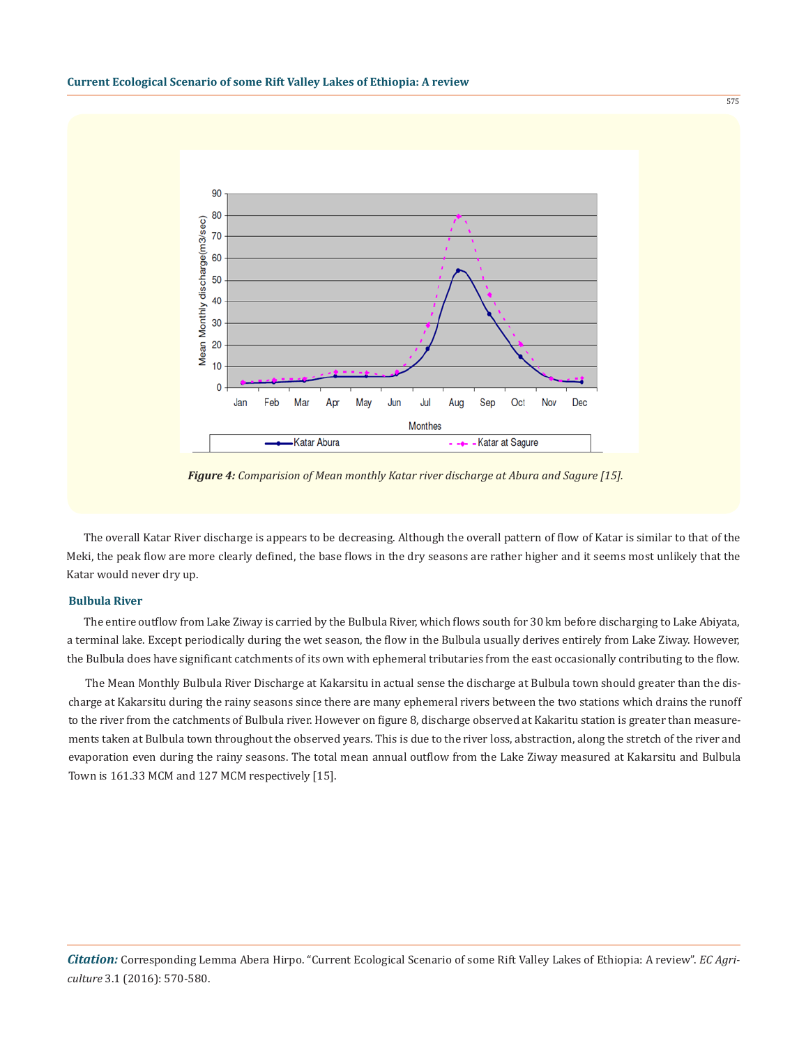***Figure 4:*** *Comparision of Mean monthly Katar river discharge at Abura and Sagure [15].*

The overall Katar River discharge is appears to be decreasing. Although the overall pattern of flow of Katar is similar to that of the Meki, the peak flow are more clearly defined, the base flows in the dry seasons are rather higher and it seems most unlikely that the Katar would never dry up.

### Bulbula River

The entire outflow from Lake Ziway is carried by the Bulbula River, which flows south for 30 km before discharging to Lake Abiyata, a terminal lake. Except periodically during the wet season, the flow in the Bulbula usually derives entirely from Lake Ziway. However, the Bulbula does have significant catchments of its own with ephemeral tributaries from the east occasionally contributing to the flow.

The Mean Monthly Bulbula River Discharge at Kakarsitu in actual sense the discharge at Bulbula town should greater than the discharge at Kakarsitu during the rainy seasons since there are many ephemeral rivers between the two stations which drains the runoff to the river from the catchments of Bulbula river. However on figure 8, discharge observed at Kakaritu station is greater than measurements taken at Bulbula town throughout the observed years. This is due to the river loss, abstraction, along the stretch of the river and evaporation even during the rainy seasons. The total mean annual outflow from the Lake Ziway measured at Kakarsitu and Bulbula Town is 161.33 MCM and 127 MCM respectively [15].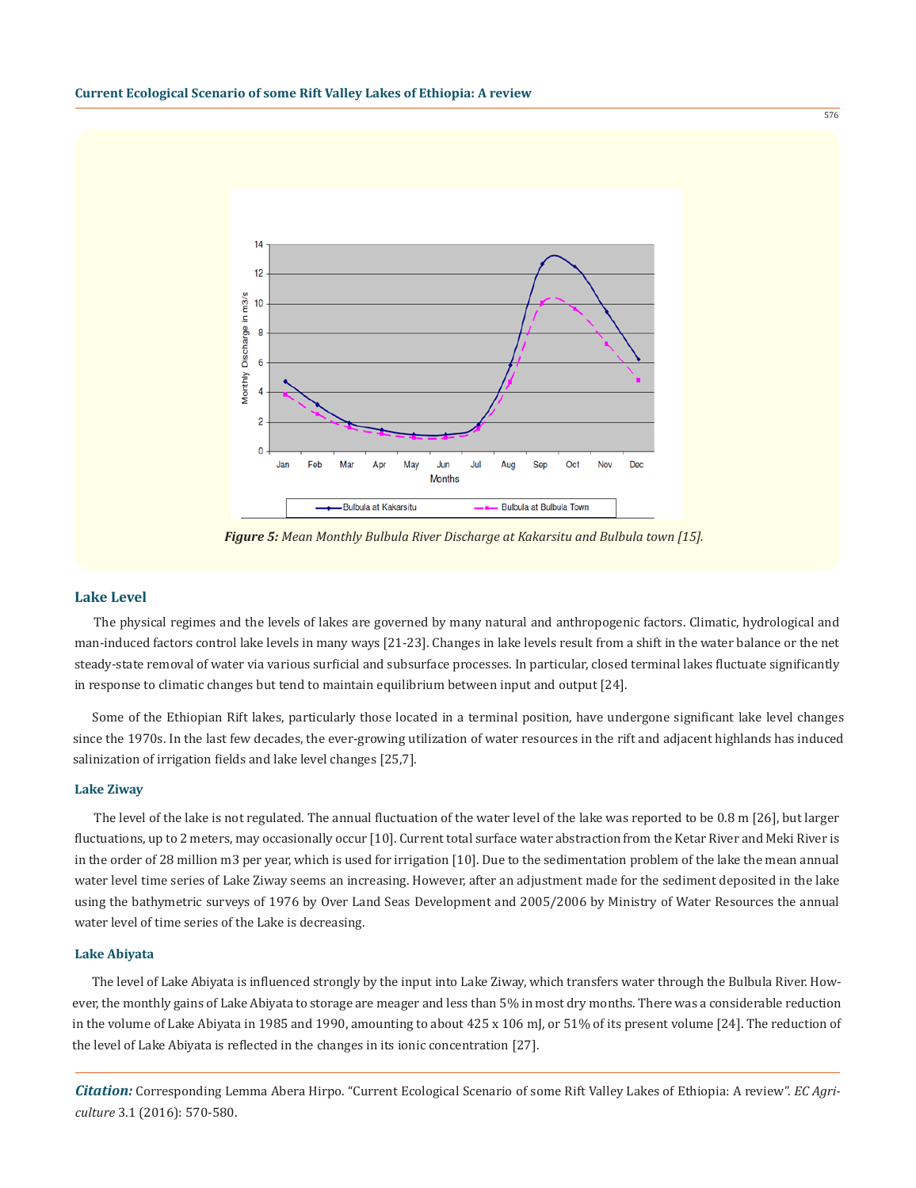**Figure 5:** *Mean Monthly Bulbula River Discharge at Kakarsitu and Bulbula town [15].*

## Lake Level

The physical regimes and the levels of lakes are governed by many natural and anthropogenic factors. Climatic, hydrological and man-induced factors control lake levels in many ways [21-23]. Changes in lake levels result from a shift in the water balance or the net steady-state removal of water via various surficial and subsurface processes. In particular, closed terminal lakes fluctuate significantly in response to climatic changes but tend to maintain equilibrium between input and output [24].

Some of the Ethiopian Rift lakes, particularly those located in a terminal position, have undergone significant lake level changes since the 1970s. In the last few decades, the ever-growing utilization of water resources in the rift and adjacent highlands has induced salinization of irrigation fields and lake level changes [25,7].

### Lake Ziway

The level of the lake is not regulated. The annual fluctuation of the water level of the lake was reported to be 0.8 m [26], but larger fluctuations, up to 2 meters, may occasionally occur [10]. Current total surface water abstraction from the Ketar River and Meki River is in the order of 28 million m3 per year, which is used for irrigation [10]. Due to the sedimentation problem of the lake the mean annual water level time series of Lake Ziway seems an increasing. However, after an adjustment made for the sediment deposited in the lake using the bathymetric surveys of 1976 by Over Land Seas Development and 2005/2006 by Ministry of Water Resources the annual water level of time series of the Lake is decreasing.

### Lake Abiyata

The level of Lake Abiyata is influenced strongly by the input into Lake Ziway, which transfers water through the Bulbula River. However, the monthly gains of Lake Abiyata to storage are meager and less than 5% in most dry months. There was a considerable reduction in the volume of Lake Abiyata in 1985 and 1990, amounting to about 425 x 106 mJ, or 51% of its present volume [24]. The reduction of the level of Lake Abiyata is reflected in the changes in its ionic concentration [27].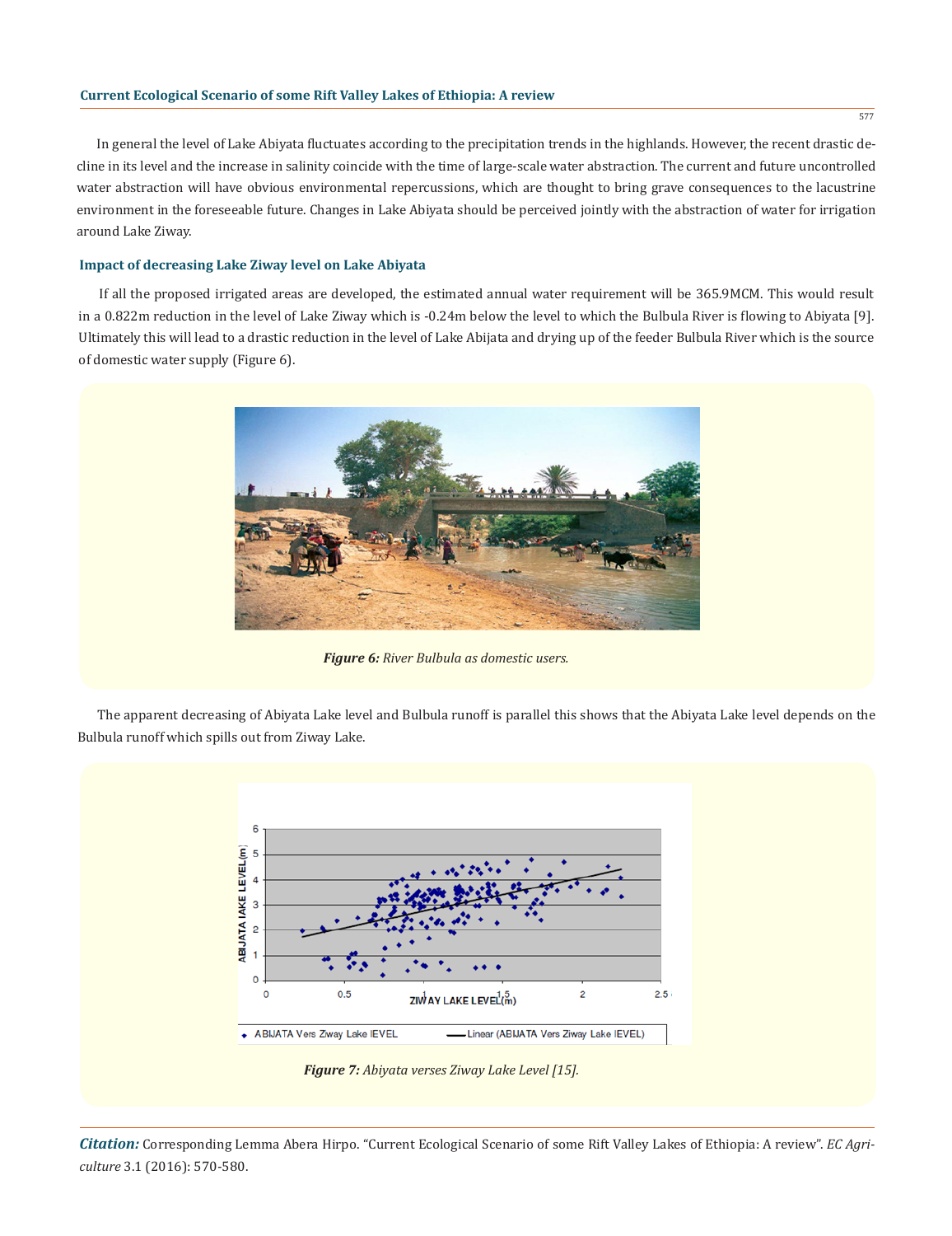In general the level of Lake Abiyata fluctuates according to the precipitation trends in the highlands. However, the recent drastic decline in its level and the increase in salinity coincide with the time of large-scale water abstraction. The current and future uncontrolled water abstraction will have obvious environmental repercussions, which are thought to bring grave consequences to the lacustrine environment in the foreseeable future. Changes in Lake Abiyata should be perceived jointly with the abstraction of water for irrigation around Lake Ziway.

### Impact of decreasing Lake Ziway level on Lake Abiyata

If all the proposed irrigated areas are developed, the estimated annual water requirement will be 365.9MCM. This would result in a 0.822m reduction in the level of Lake Ziway which is -0.24m below the level to which the Bulbula River is flowing to Abiyata [9]. Ultimately this will lead to a drastic reduction in the level of Lake Abijata and drying up of the feeder Bulbula River which is the source of domestic water supply (Figure 6).

***Figure 6:*** *River Bulbula as domestic users.*

The apparent decreasing of Abiyata Lake level and Bulbula runoff is parallel this shows that the Abiyata Lake level depends on the Bulbula runoff which spills out from Ziway Lake.

***Figure 7:*** *Abiyata verses Ziway Lake Level [15].*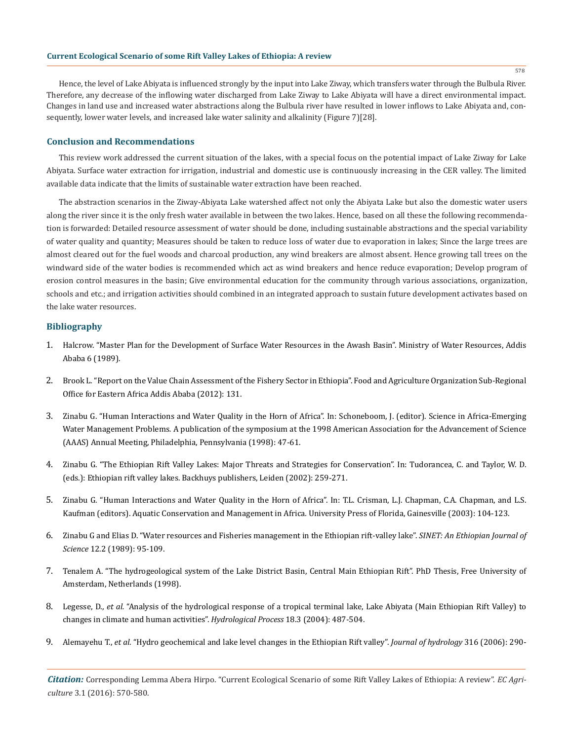Hence, the level of Lake Abiyata is influenced strongly by the input into Lake Ziway, which transfers water through the Bulbula River. Therefore, any decrease of the inflowing water discharged from Lake Ziway to Lake Abiyata will have a direct environmental impact. Changes in land use and increased water abstractions along the Bulbula river have resulted in lower inflows to Lake Abiyata and, consequently, lower water levels, and increased lake water salinity and alkalinity (Figure 7)[28].

## Conclusion and Recommendations

This review work addressed the current situation of the lakes, with a special focus on the potential impact of Lake Ziway for Lake Abiyata. Surface water extraction for irrigation, industrial and domestic use is continuously increasing in the CER valley. The limited available data indicate that the limits of sustainable water extraction have been reached.

The abstraction scenarios in the Ziway-Abiyata Lake watershed affect not only the Abiyata Lake but also the domestic water users along the river since it is the only fresh water available in between the two lakes. Hence, based on all these the following recommendation is forwarded: Detailed resource assessment of water should be done, including sustainable abstractions and the special variability of water quality and quantity; Measures should be taken to reduce loss of water due to evaporation in lakes; Since the large trees are almost cleared out for the fuel woods and charcoal production, any wind breakers are almost absent. Hence growing tall trees on the windward side of the water bodies is recommended which act as wind breakers and hence reduce evaporation; Develop program of erosion control measures in the basin; Give environmental education for the community through various associations, organization, schools and etc.; and irrigation activities should combined in an integrated approach to sustain future development activates based on the lake water resources.

## Bibliography

1. Halcrow. "Master Plan for the Development of Surface Water Resources in the Awash Basin". Ministry of Water Resources, Addis Ababa 6 (1989).
2. Brook L. "Report on the Value Chain Assessment of the Fishery Sector in Ethiopia". Food and Agriculture Organization Sub-Regional Office for Eastern Africa Addis Ababa (2012): 131.
3. Zinabu G. "Human Interactions and Water Quality in the Horn of Africa". In: Schoneboom, J. (editor). Science in Africa-Emerging Water Management Problems. A publication of the symposium at the 1998 American Association for the Advancement of Science (AAAS) Annual Meeting, Philadelphia, Pennsylvania (1998): 47-61.
4. Zinabu G. "The Ethiopian Rift Valley Lakes: Major Threats and Strategies for Conservation". In: Tudorancea, C. and Taylor, W. D. (eds.): Ethiopian rift valley lakes. Backhuys publishers, Leiden (2002): 259-271.
5. Zinabu G. "Human Interactions and Water Quality in the Horn of Africa". In: T.L. Crisman, L.J. Chapman, C.A. Chapman, and L.S. Kaufman (editors). Aquatic Conservation and Management in Africa. University Press of Florida, Gainesville (2003): 104-123.
6. Zinabu G and Elias D. "Water resources and Fisheries management in the Ethiopian rift-valley lake". *SINET: An Ethiopian Journal of Science* 12.2 (1989): 95-109.
7. Tenalem A. "The hydrogeological system of the Lake District Basin, Central Main Ethiopian Rift". PhD Thesis, Free University of Amsterdam, Netherlands (1998).
8. Legesse, D., *et al.* "Analysis of the hydrological response of a tropical terminal lake, Lake Abiyata (Main Ethiopian Rift Valley) to changes in climate and human activities". *Hydrological Process* 18.3 (2004): 487-504.
9. Alemayehu T., *et al.* "Hydro geochemical and lake level changes in the Ethiopian Rift valley". *Journal of hydrology* 316 (2006): 290-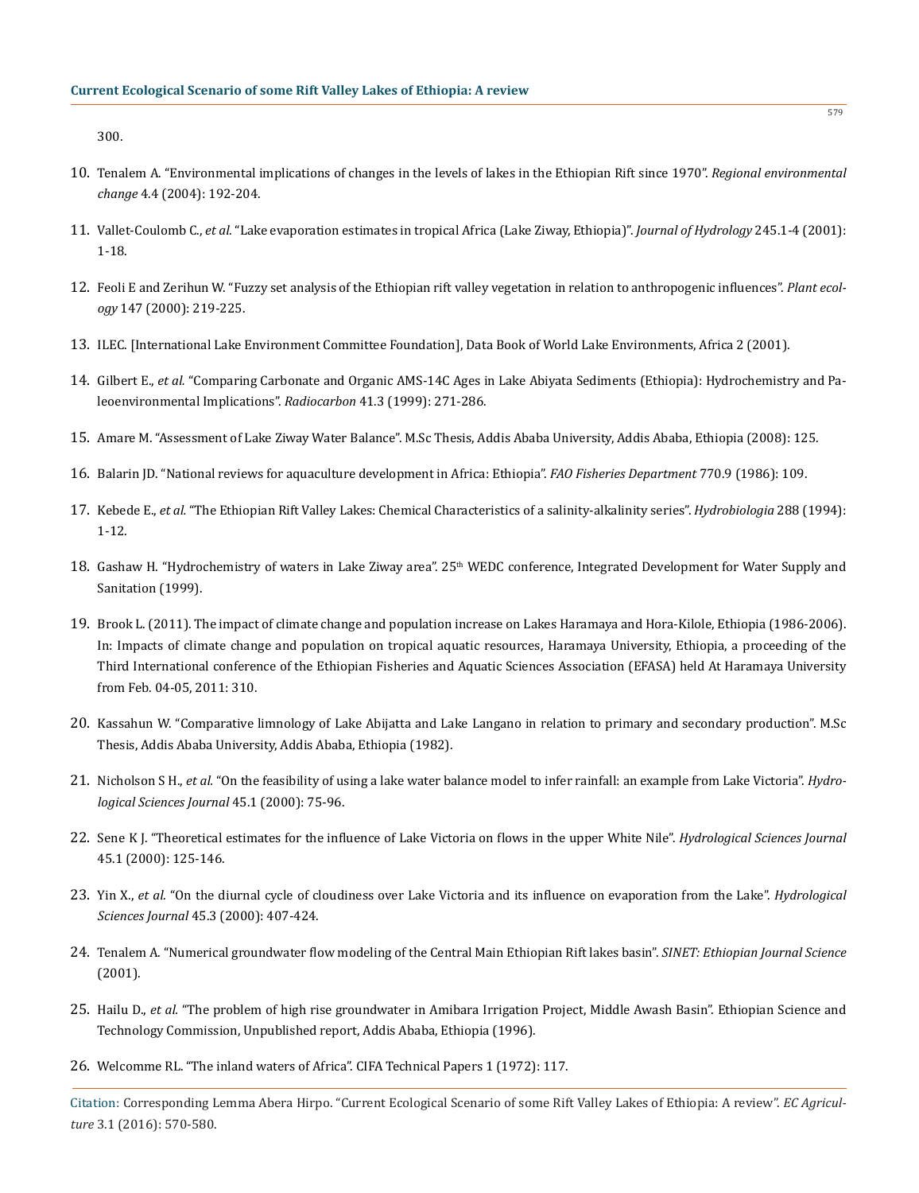300.

10. Tenalem A. "Environmental implications of changes in the levels of lakes in the Ethiopian Rift since 1970". *Regional environmental change* 4.4 (2004): 192-204.

11. Vallet-Coulomb C., *et al.* "Lake evaporation estimates in tropical Africa (Lake Ziway, Ethiopia)". *Journal of Hydrology* 245.1-4 (2001): 1-18.

12. Feoli E and Zerihun W. "Fuzzy set analysis of the Ethiopian rift valley vegetation in relation to anthropogenic influences". *Plant ecology* 147 (2000): 219-225.

13. ILEC. [International Lake Environment Committee Foundation], Data Book of World Lake Environments, Africa 2 (2001).

14. Gilbert E., *et al.* "Comparing Carbonate and Organic AMS-14C Ages in Lake Abiyata Sediments (Ethiopia): Hydrochemistry and Paleoenvironmental Implications". *Radiocarbon* 41.3 (1999): 271-286.

15. Amare M. "Assessment of Lake Ziway Water Balance". M.Sc Thesis, Addis Ababa University, Addis Ababa, Ethiopia (2008): 125.

16. Balarin JD. "National reviews for aquaculture development in Africa: Ethiopia". *FAO Fisheries Department* 770.9 (1986): 109.

17. Kebede E., *et al.* "The Ethiopian Rift Valley Lakes: Chemical Characteristics of a salinity-alkalinity series". *Hydrobiologia* 288 (1994): 1-12.

18. Gashaw H. "Hydrochemistry of waters in Lake Ziway area". 25th WEDC conference, Integrated Development for Water Supply and Sanitation (1999).

19. Brook L. (2011). The impact of climate change and population increase on Lakes Haramaya and Hora-Kilole, Ethiopia (1986-2006). In: Impacts of climate change and population on tropical aquatic resources, Haramaya University, Ethiopia, a proceeding of the Third International conference of the Ethiopian Fisheries and Aquatic Sciences Association (EFASA) held At Haramaya University from Feb. 04-05, 2011: 310.

20. Kassahun W. "Comparative limnology of Lake Abijatta and Lake Langano in relation to primary and secondary production". M.Sc Thesis, Addis Ababa University, Addis Ababa, Ethiopia (1982).

21. Nicholson S H., *et al.* "On the feasibility of using a lake water balance model to infer rainfall: an example from Lake Victoria". *Hydrological Sciences Journal* 45.1 (2000): 75-96.

22. Sene K J. "Theoretical estimates for the influence of Lake Victoria on flows in the upper White Nile". *Hydrological Sciences Journal* 45.1 (2000): 125-146.

23. Yin X., *et al.* "On the diurnal cycle of cloudiness over Lake Victoria and its influence on evaporation from the Lake". *Hydrological Sciences Journal* 45.3 (2000): 407-424.

24. Tenalem A. "Numerical groundwater flow modeling of the Central Main Ethiopian Rift lakes basin". *SINET: Ethiopian Journal Science* (2001).

25. Hailu D., *et al.* "The problem of high rise groundwater in Amibara Irrigation Project, Middle Awash Basin". Ethiopian Science and Technology Commission, Unpublished report, Addis Ababa, Ethiopia (1996).

26. Welcomme RL. "The inland waters of Africa". CIFA Technical Papers 1 (1972): 117.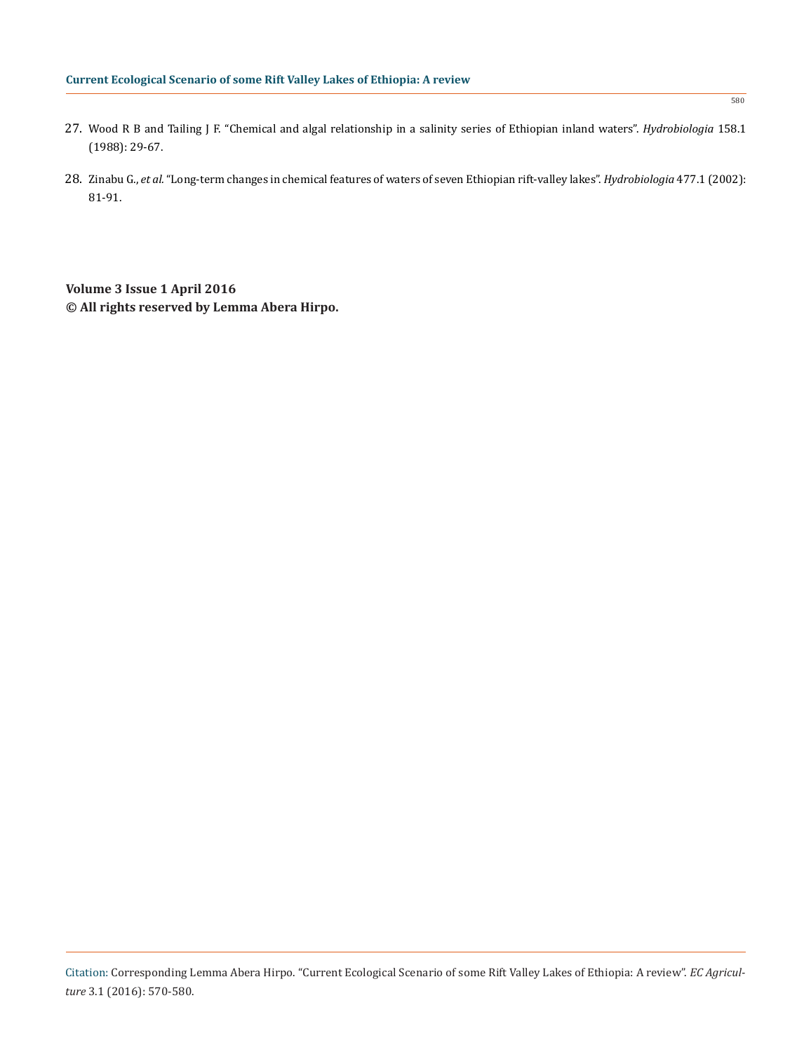27. Wood R B and Tailing J F. "Chemical and algal relationship in a salinity series of Ethiopian inland waters". *Hydrobiologia* 158.1 (1988): 29-67.

28. Zinabu G., *et al.* "Long-term changes in chemical features of waters of seven Ethiopian rift-valley lakes". *Hydrobiologia* 477.1 (2002): 81-91.

**Volume 3 Issue 1 April 2016**
**© All rights reserved by Lemma Abera Hirpo.**